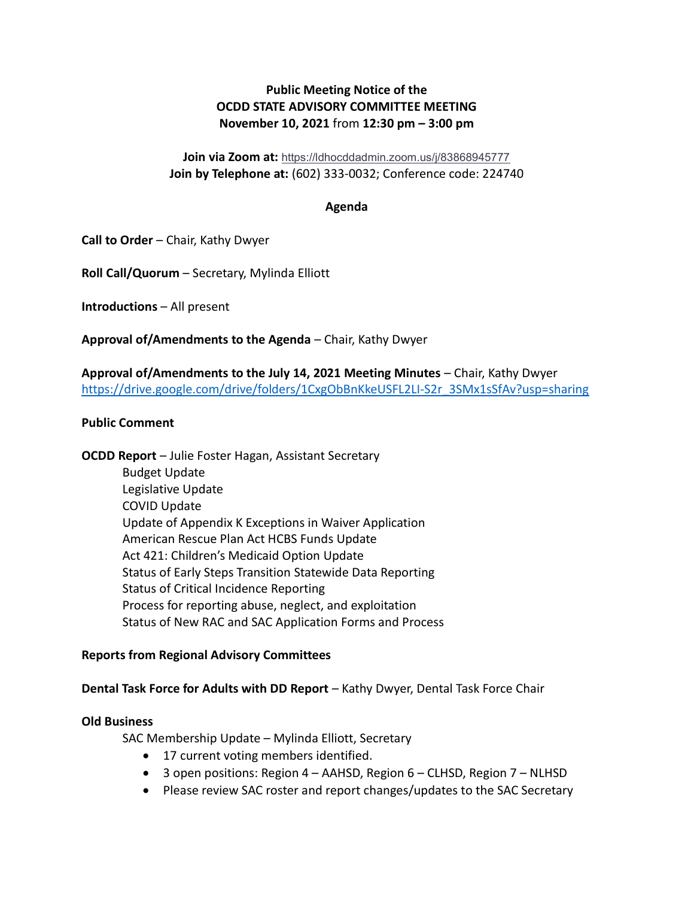**Public Meeting Notice of the**
**OCDD STATE ADVISORY COMMITTEE MEETING**
**November 10, 2021** from **12:30 pm – 3:00 pm**

**Join via Zoom at:** https://ldhocddadmin.zoom.us/j/83868945777
**Join by Telephone at:** (602) 333-0032; Conference code: 224740

## Agenda

**Call to Order** – Chair, Kathy Dwyer

**Roll Call/Quorum** – Secretary, Mylinda Elliott

**Introductions** – All present

**Approval of/Amendments to the Agenda** – Chair, Kathy Dwyer

**Approval of/Amendments to the July 14, 2021 Meeting Minutes** – Chair, Kathy Dwyer
https://drive.google.com/drive/folders/1CxgObBnKkeUSFL2LI-S2r_3SMx1sSfAv?usp=sharing

**Public Comment**

**OCDD Report** – Julie Foster Hagan, Assistant Secretary

- Budget Update
- Legislative Update
- COVID Update
- Update of Appendix K Exceptions in Waiver Application
- American Rescue Plan Act HCBS Funds Update
- Act 421: Children's Medicaid Option Update
- Status of Early Steps Transition Statewide Data Reporting
- Status of Critical Incidence Reporting
- Process for reporting abuse, neglect, and exploitation
- Status of New RAC and SAC Application Forms and Process

**Reports from Regional Advisory Committees**

**Dental Task Force for Adults with DD Report** – Kathy Dwyer, Dental Task Force Chair

**Old Business**

SAC Membership Update – Mylinda Elliott, Secretary

- 17 current voting members identified.
- 3 open positions: Region 4 – AAHSD, Region 6 – CLHSD, Region 7 – NLHSD
- Please review SAC roster and report changes/updates to the SAC Secretary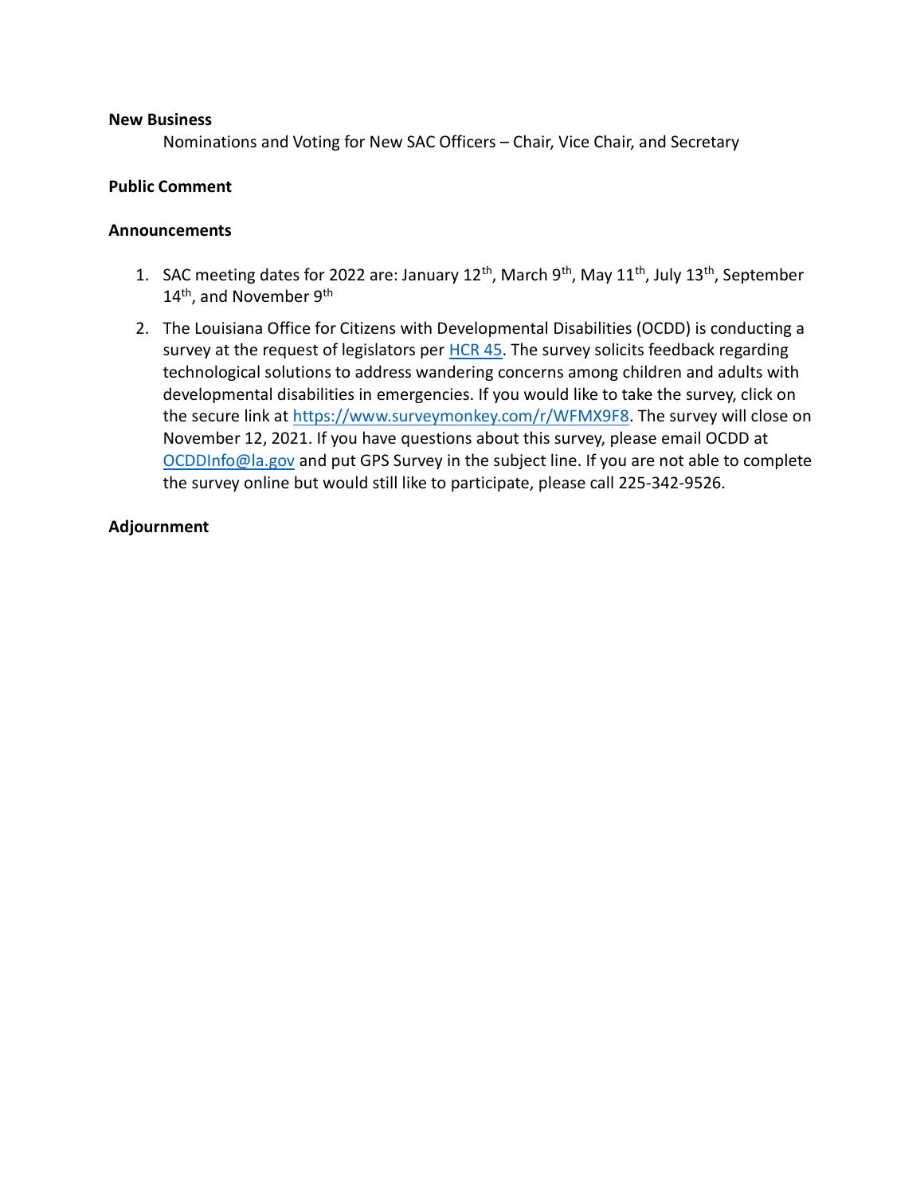**New Business**

Nominations and Voting for New SAC Officers – Chair, Vice Chair, and Secretary

**Public Comment**

**Announcements**

1. SAC meeting dates for 2022 are: January 12th, March 9th, May 11th, July 13th, September 14th, and November 9th
2. The Louisiana Office for Citizens with Developmental Disabilities (OCDD) is conducting a survey at the request of legislators per HCR 45. The survey solicits feedback regarding technological solutions to address wandering concerns among children and adults with developmental disabilities in emergencies. If you would like to take the survey, click on the secure link at https://www.surveymonkey.com/r/WFMX9F8. The survey will close on November 12, 2021. If you have questions about this survey, please email OCDD at OCDDInfo@la.gov and put GPS Survey in the subject line. If you are not able to complete the survey online but would still like to participate, please call 225-342-9526.

**Adjournment**